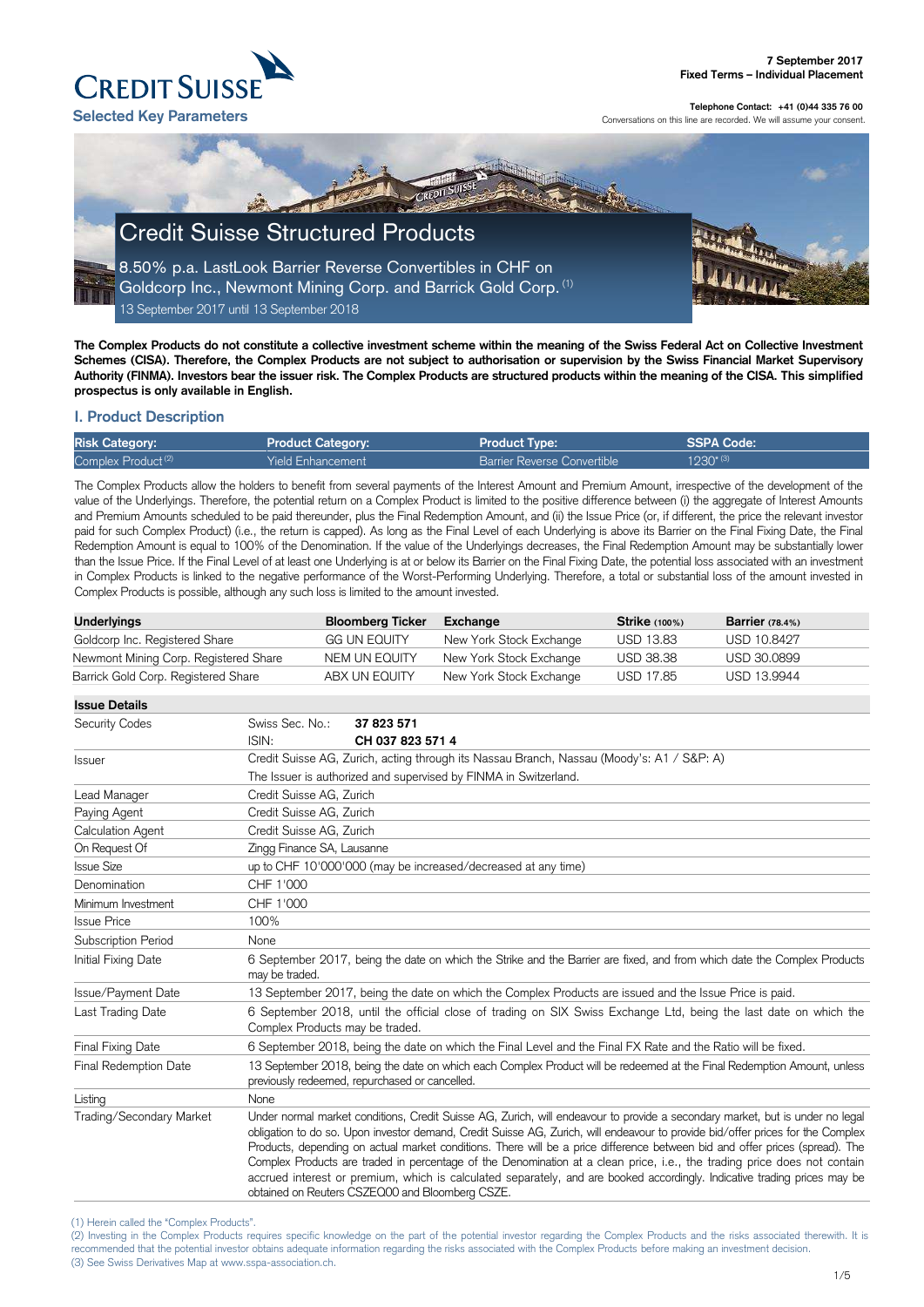**7 September 2017**
**Fixed Terms – Individual Placement**

CREDIT SUISSE

**Selected Key Parameters**

**Telephone Contact: +41 (0)44 335 76 00**
Conversations on this line are recorded. We will assume your consent.

# Credit Suisse Structured Products

## 8.50% p.a. LastLook Barrier Reverse Convertibles in CHF on Goldcorp Inc., Newmont Mining Corp. and Barrick Gold Corp. (1)

13 September 2017 until 13 September 2018

**The Complex Products do not constitute a collective investment scheme within the meaning of the Swiss Federal Act on Collective Investment Schemes (CISA). Therefore, the Complex Products are not subject to authorisation or supervision by the Swiss Financial Market Supervisory Authority (FINMA). Investors bear the issuer risk. The Complex Products are structured products within the meaning of the CISA. This simplified prospectus is only available in English.**

## I. Product Description

| Risk Category: | Product Category: | Product Type: | SSPA Code: |
|---|---|---|---|
| Complex Product (2) | Yield Enhancement | Barrier Reverse Convertible | 1230* (3) |

The Complex Products allow the holders to benefit from several payments of the Interest Amount and Premium Amount, irrespective of the development of the value of the Underlyings. Therefore, the potential return on a Complex Product is limited to the positive difference between (i) the aggregate of Interest Amounts and Premium Amounts scheduled to be paid thereunder, plus the Final Redemption Amount, and (ii) the Issue Price (or, if different, the price the relevant investor paid for such Complex Product) (i.e., the return is capped). As long as the Final Level of each Underlying is above its Barrier on the Final Fixing Date, the Final Redemption Amount is equal to 100% of the Denomination. If the value of the Underlyings decreases, the Final Redemption Amount may be substantially lower than the Issue Price. If the Final Level of at least one Underlying is at or below its Barrier on the Final Fixing Date, the potential loss associated with an investment in Complex Products is linked to the negative performance of the Worst-Performing Underlying. Therefore, a total or substantial loss of the amount invested in Complex Products is possible, although any such loss is limited to the amount invested.

| Underlyings | Bloomberg Ticker | Exchange | Strike (100%) | Barrier (78.4%) |
|---|---|---|---|---|
| Goldcorp Inc. Registered Share | GG UN EQUITY | New York Stock Exchange | USD 13.83 | USD 10.8427 |
| Newmont Mining Corp. Registered Share | NEM UN EQUITY | New York Stock Exchange | USD 38.38 | USD 30.0899 |
| Barrick Gold Corp. Registered Share | ABX UN EQUITY | New York Stock Exchange | USD 17.85 | USD 13.9944 |

| Issue Details | |
|---|---|
| Security Codes | Swiss Sec. No.: **37 823 571**<br>ISIN: **CH 037 823 571 4** |
| Issuer | Credit Suisse AG, Zurich, acting through its Nassau Branch, Nassau (Moody's: A1 / S&P: A)<br>The Issuer is authorized and supervised by FINMA in Switzerland. |
| Lead Manager | Credit Suisse AG, Zurich |
| Paying Agent | Credit Suisse AG, Zurich |
| Calculation Agent | Credit Suisse AG, Zurich |
| On Request Of | Zingg Finance SA, Lausanne |
| Issue Size | up to CHF 10'000'000 (may be increased/decreased at any time) |
| Denomination | CHF 1'000 |
| Minimum Investment | CHF 1'000 |
| Issue Price | 100% |
| Subscription Period | None |
| Initial Fixing Date | 6 September 2017, being the date on which the Strike and the Barrier are fixed, and from which date the Complex Products may be traded. |
| Issue/Payment Date | 13 September 2017, being the date on which the Complex Products are issued and the Issue Price is paid. |
| Last Trading Date | 6 September 2018, until the official close of trading on SIX Swiss Exchange Ltd, being the last date on which the Complex Products may be traded. |
| Final Fixing Date | 6 September 2018, being the date on which the Final Level and the Final FX Rate and the Ratio will be fixed. |
| Final Redemption Date | 13 September 2018, being the date on which each Complex Product will be redeemed at the Final Redemption Amount, unless previously redeemed, repurchased or cancelled. |
| Listing | None |
| Trading/Secondary Market | Under normal market conditions, Credit Suisse AG, Zurich, will endeavour to provide a secondary market, but is under no legal obligation to do so. Upon investor demand, Credit Suisse AG, Zurich, will endeavour to provide bid/offer prices for the Complex Products, depending on actual market conditions. There will be a price difference between bid and offer prices (spread). The Complex Products are traded in percentage of the Denomination at a clean price, i.e., the trading price does not contain accrued interest or premium, which is calculated separately, and are booked accordingly. Indicative trading prices may be obtained on Reuters CSZEQ00 and Bloomberg CSZE. |

(1) Herein called the "Complex Products".
(2) Investing in the Complex Products requires specific knowledge on the part of the potential investor regarding the Complex Products and the risks associated therewith. It is recommended that the potential investor obtains adequate information regarding the risks associated with the Complex Products before making an investment decision.
(3) See Swiss Derivatives Map at www.sspa-association.ch.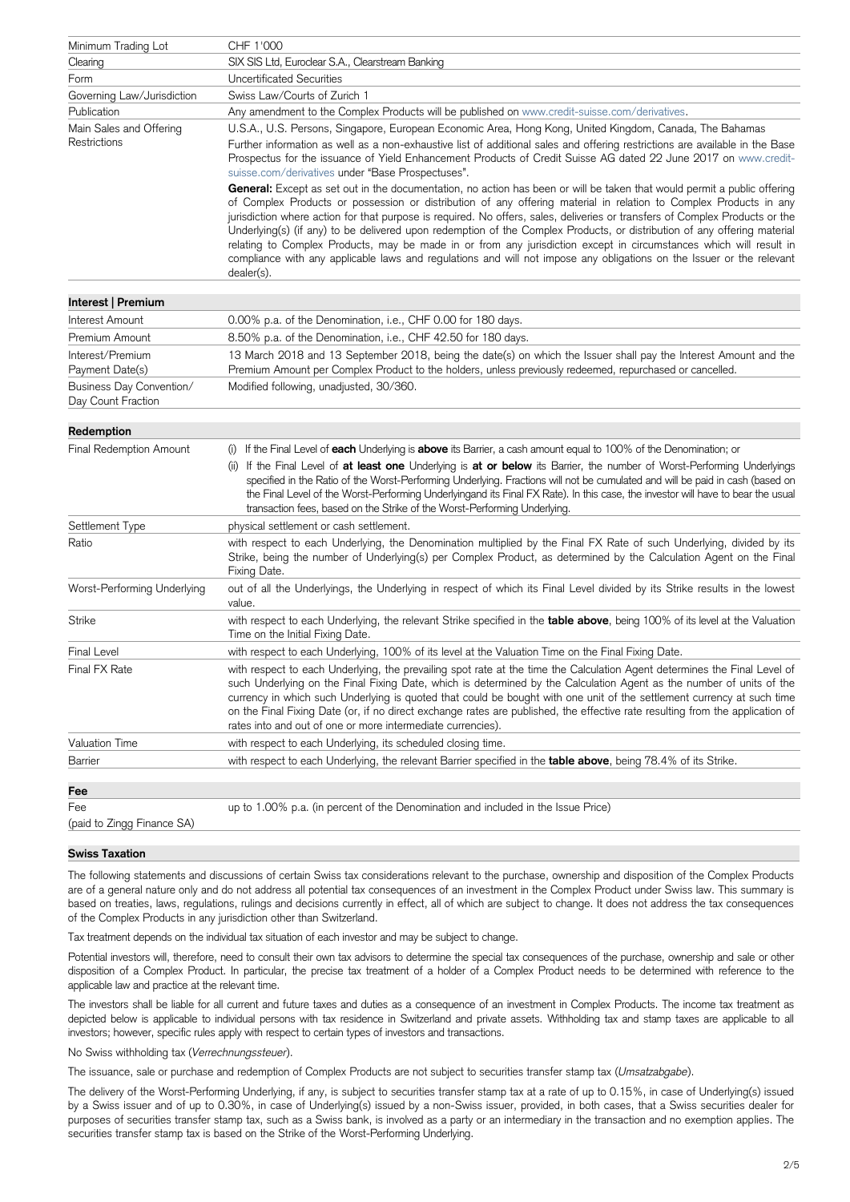| | |
|---|---|
| Minimum Trading Lot | CHF 1'000 |
| Clearing | SIX SIS Ltd, Euroclear S.A., Clearstream Banking |
| Form | Uncertificated Securities |
| Governing Law/Jurisdiction | Swiss Law/Courts of Zurich 1 |
| Publication | Any amendment to the Complex Products will be published on www.credit-suisse.com/derivatives. |
| Main Sales and Offering Restrictions | U.S.A., U.S. Persons, Singapore, European Economic Area, Hong Kong, United Kingdom, Canada, The Bahamas<br>Further information as well as a non-exhaustive list of additional sales and offering restrictions are available in the Base Prospectus for the issuance of Yield Enhancement Products of Credit Suisse AG dated 22 June 2017 on www.credit-suisse.com/derivatives under "Base Prospectuses".<br>**General:** Except as set out in the documentation, no action has been or will be taken that would permit a public offering of Complex Products or possession or distribution of any offering material in relation to Complex Products in any jurisdiction where action for that purpose is required. No offers, sales, deliveries or transfers of Complex Products or the Underlying(s) (if any) to be delivered upon redemption of the Complex Products, or distribution of any offering material relating to Complex Products, may be made in or from any jurisdiction except in circumstances which will result in compliance with any applicable laws and regulations and will not impose any obligations on the Issuer or the relevant dealer(s). |

**Interest | Premium**

| | |
|---|---|
| Interest Amount | 0.00% p.a. of the Denomination, i.e., CHF 0.00 for 180 days. |
| Premium Amount | 8.50% p.a. of the Denomination, i.e., CHF 42.50 for 180 days. |
| Interest/Premium Payment Date(s) | 13 March 2018 and 13 September 2018, being the date(s) on which the Issuer shall pay the Interest Amount and the Premium Amount per Complex Product to the holders, unless previously redeemed, repurchased or cancelled. |
| Business Day Convention/ Day Count Fraction | Modified following, unadjusted, 30/360. |

**Redemption**

| | |
|---|---|
| Final Redemption Amount | (i) If the Final Level of **each** Underlying is **above** its Barrier, a cash amount equal to 100% of the Denomination; or<br>(ii) If the Final Level of **at least one** Underlying is **at or below** its Barrier, the number of Worst-Performing Underlyings specified in the Ratio of the Worst-Performing Underlying. Fractions will not be cumulated and will be paid in cash (based on the Final Level of the Worst-Performing Underlyingand its Final FX Rate). In this case, the investor will have to bear the usual transaction fees, based on the Strike of the Worst-Performing Underlying. |
| Settlement Type | physical settlement or cash settlement. |
| Ratio | with respect to each Underlying, the Denomination multiplied by the Final FX Rate of such Underlying, divided by its Strike, being the number of Underlying(s) per Complex Product, as determined by the Calculation Agent on the Final Fixing Date. |
| Worst-Performing Underlying | out of all the Underlyings, the Underlying in respect of which its Final Level divided by its Strike results in the lowest value. |
| Strike | with respect to each Underlying, the relevant Strike specified in the **table above**, being 100% of its level at the Valuation Time on the Initial Fixing Date. |
| Final Level | with respect to each Underlying, 100% of its level at the Valuation Time on the Final Fixing Date. |
| Final FX Rate | with respect to each Underlying, the prevailing spot rate at the time the Calculation Agent determines the Final Level of such Underlying on the Final Fixing Date, which is determined by the Calculation Agent as the number of units of the currency in which such Underlying is quoted that could be bought with one unit of the settlement currency at such time on the Final Fixing Date (or, if no direct exchange rates are published, the effective rate resulting from the application of rates into and out of one or more intermediate currencies). |
| Valuation Time | with respect to each Underlying, its scheduled closing time. |
| Barrier | with respect to each Underlying, the relevant Barrier specified in the **table above**, being 78.4% of its Strike. |

**Fee**

| | |
|---|---|
| Fee (paid to Zingg Finance SA) | up to 1.00% p.a. (in percent of the Denomination and included in the Issue Price) |

**Swiss Taxation**

The following statements and discussions of certain Swiss tax considerations relevant to the purchase, ownership and disposition of the Complex Products are of a general nature only and do not address all potential tax consequences of an investment in the Complex Product under Swiss law. This summary is based on treaties, laws, regulations, rulings and decisions currently in effect, all of which are subject to change. It does not address the tax consequences of the Complex Products in any jurisdiction other than Switzerland.

Tax treatment depends on the individual tax situation of each investor and may be subject to change.

Potential investors will, therefore, need to consult their own tax advisors to determine the special tax consequences of the purchase, ownership and sale or other disposition of a Complex Product. In particular, the precise tax treatment of a holder of a Complex Product needs to be determined with reference to the applicable law and practice at the relevant time.

The investors shall be liable for all current and future taxes and duties as a consequence of an investment in Complex Products. The income tax treatment as depicted below is applicable to individual persons with tax residence in Switzerland and private assets. Withholding tax and stamp taxes are applicable to all investors; however, specific rules apply with respect to certain types of investors and transactions.

No Swiss withholding tax (*Verrechnungssteuer*).

The issuance, sale or purchase and redemption of Complex Products are not subject to securities transfer stamp tax (*Umsatzabgabe*).

The delivery of the Worst-Performing Underlying, if any, is subject to securities transfer stamp tax at a rate of up to 0.15%, in case of Underlying(s) issued by a Swiss issuer and of up to 0.30%, in case of Underlying(s) issued by a non-Swiss issuer, provided, in both cases, that a Swiss securities dealer for purposes of securities transfer stamp tax, such as a Swiss bank, is involved as a party or an intermediary in the transaction and no exemption applies. The securities transfer stamp tax is based on the Strike of the Worst-Performing Underlying.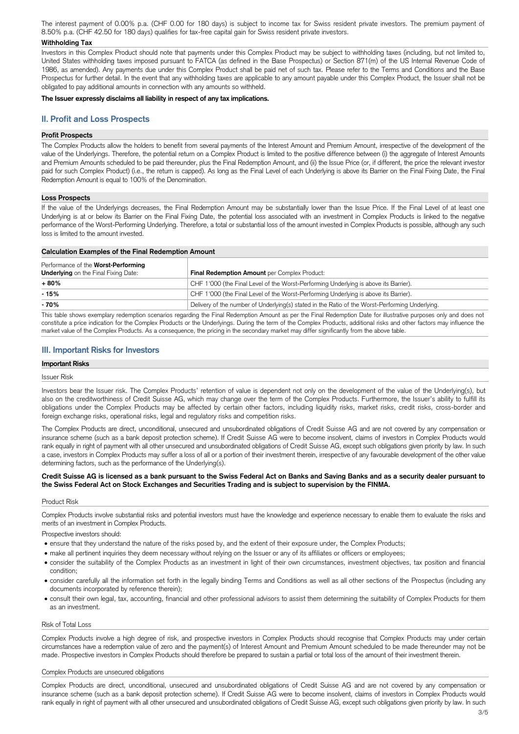The interest payment of 0.00% p.a. (CHF 0.00 for 180 days) is subject to income tax for Swiss resident private investors. The premium payment of 8.50% p.a. (CHF 42.50 for 180 days) qualifies for tax-free capital gain for Swiss resident private investors.

**Withholding Tax**

Investors in this Complex Product should note that payments under this Complex Product may be subject to withholding taxes (including, but not limited to, United States withholding taxes imposed pursuant to FATCA (as defined in the Base Prospectus) or Section 871(m) of the US Internal Revenue Code of 1986, as amended). Any payments due under this Complex Product shall be paid net of such tax. Please refer to the Terms and Conditions and the Base Prospectus for further detail. In the event that any withholding taxes are applicable to any amount payable under this Complex Product, the Issuer shall not be obligated to pay additional amounts in connection with any amounts so withheld.

**The Issuer expressly disclaims all liability in respect of any tax implications.**

## II. Profit and Loss Prospects

**Profit Prospects**

The Complex Products allow the holders to benefit from several payments of the Interest Amount and Premium Amount, irrespective of the development of the value of the Underlyings. Therefore, the potential return on a Complex Product is limited to the positive difference between (i) the aggregate of Interest Amounts and Premium Amounts scheduled to be paid thereunder, plus the Final Redemption Amount, and (ii) the Issue Price (or, if different, the price the relevant investor paid for such Complex Product) (i.e., the return is capped). As long as the Final Level of each Underlying is above its Barrier on the Final Fixing Date, the Final Redemption Amount is equal to 100% of the Denomination.

**Loss Prospects**

If the value of the Underlyings decreases, the Final Redemption Amount may be substantially lower than the Issue Price. If the Final Level of at least one Underlying is at or below its Barrier on the Final Fixing Date, the potential loss associated with an investment in Complex Products is linked to the negative performance of the Worst-Performing Underlying. Therefore, a total or substantial loss of the amount invested in Complex Products is possible, although any such loss is limited to the amount invested.

**Calculation Examples of the Final Redemption Amount**

| Performance of the **Worst-Performing Underlying** on the Final Fixing Date: | **Final Redemption Amount** per Complex Product: |
|---|---|
| **+ 80%** | CHF 1'000 (the Final Level of the Worst-Performing Underlying is above its Barrier). |
| **- 15%** | CHF 1'000 (the Final Level of the Worst-Performing Underlying is above its Barrier). |
| **- 70%** | Delivery of the number of Underlying(s) stated in the Ratio of the Worst-Performing Underlying. |

This table shows exemplary redemption scenarios regarding the Final Redemption Amount as per the Final Redemption Date for illustrative purposes only and does not constitute a price indication for the Complex Products or the Underlyings. During the term of the Complex Products, additional risks and other factors may influence the market value of the Complex Products. As a consequence, the pricing in the secondary market may differ significantly from the above table.

## III. Important Risks for Investors

**Important Risks**

Issuer Risk

Investors bear the Issuer risk. The Complex Products' retention of value is dependent not only on the development of the value of the Underlying(s), but also on the creditworthiness of Credit Suisse AG, which may change over the term of the Complex Products. Furthermore, the Issuer's ability to fulfill its obligations under the Complex Products may be affected by certain other factors, including liquidity risks, market risks, credit risks, cross-border and foreign exchange risks, operational risks, legal and regulatory risks and competition risks.

The Complex Products are direct, unconditional, unsecured and unsubordinated obligations of Credit Suisse AG and are not covered by any compensation or insurance scheme (such as a bank deposit protection scheme). If Credit Suisse AG were to become insolvent, claims of investors in Complex Products would rank equally in right of payment with all other unsecured and unsubordinated obligations of Credit Suisse AG, except such obligations given priority by law. In such a case, investors in Complex Products may suffer a loss of all or a portion of their investment therein, irrespective of any favourable development of the other value determining factors, such as the performance of the Underlying(s).

**Credit Suisse AG is licensed as a bank pursuant to the Swiss Federal Act on Banks and Saving Banks and as a security dealer pursuant to the Swiss Federal Act on Stock Exchanges and Securities Trading and is subject to supervision by the FINMA.**

Product Risk

Complex Products involve substantial risks and potential investors must have the knowledge and experience necessary to enable them to evaluate the risks and merits of an investment in Complex Products.

Prospective investors should:

- ensure that they understand the nature of the risks posed by, and the extent of their exposure under, the Complex Products;
- make all pertinent inquiries they deem necessary without relying on the Issuer or any of its affiliates or officers or employees;
- consider the suitability of the Complex Products as an investment in light of their own circumstances, investment objectives, tax position and financial condition;
- consider carefully all the information set forth in the legally binding Terms and Conditions as well as all other sections of the Prospectus (including any documents incorporated by reference therein);
- consult their own legal, tax, accounting, financial and other professional advisors to assist them determining the suitability of Complex Products for them as an investment.

Risk of Total Loss

Complex Products involve a high degree of risk, and prospective investors in Complex Products should recognise that Complex Products may under certain circumstances have a redemption value of zero and the payment(s) of Interest Amount and Premium Amount scheduled to be made thereunder may not be made. Prospective investors in Complex Products should therefore be prepared to sustain a partial or total loss of the amount of their investment therein.

Complex Products are unsecured obligations

Complex Products are direct, unconditional, unsecured and unsubordinated obligations of Credit Suisse AG and are not covered by any compensation or insurance scheme (such as a bank deposit protection scheme). If Credit Suisse AG were to become insolvent, claims of investors in Complex Products would rank equally in right of payment with all other unsecured and unsubordinated obligations of Credit Suisse AG, except such obligations given priority by law. In such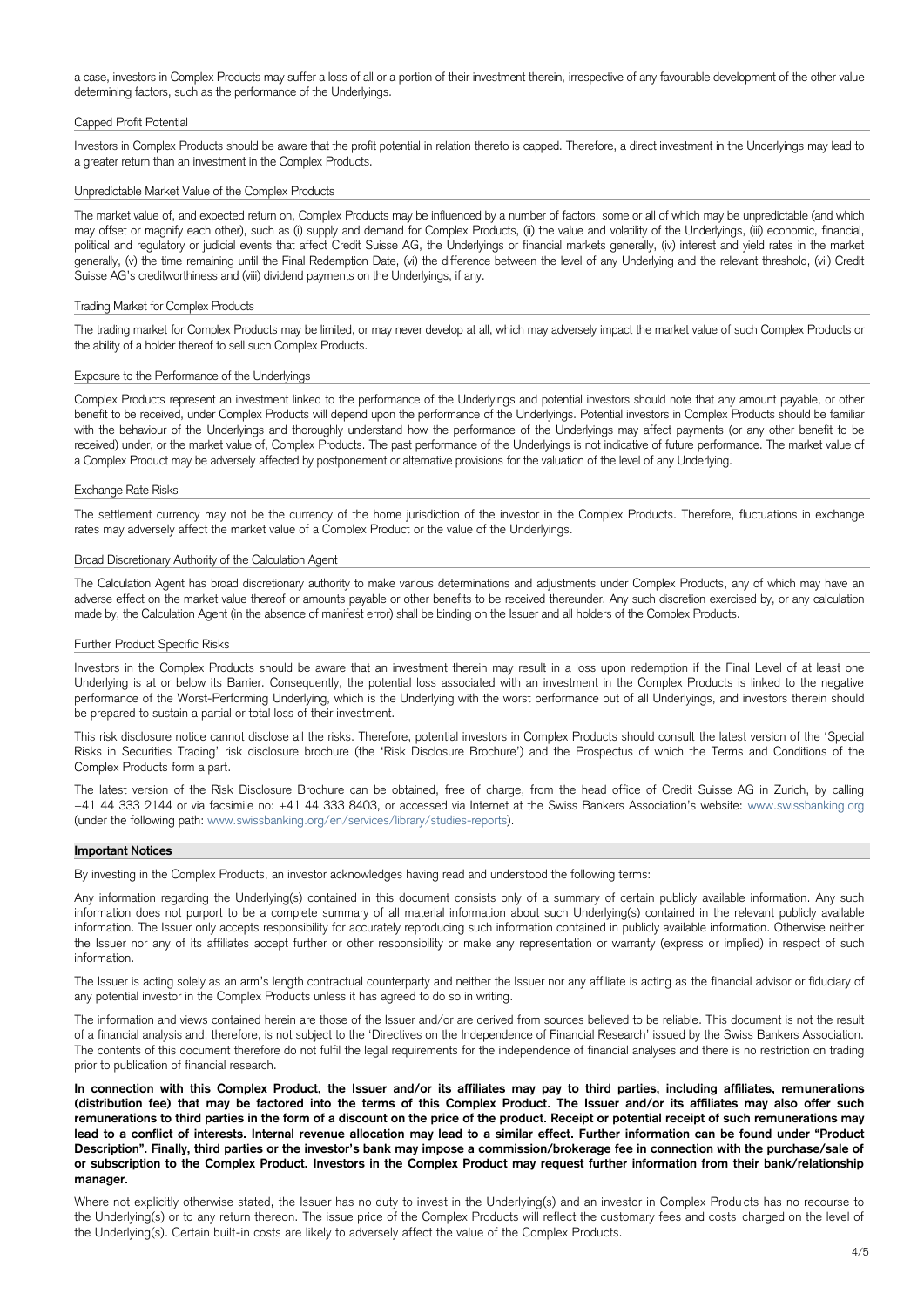a case, investors in Complex Products may suffer a loss of all or a portion of their investment therein, irrespective of any favourable development of the other value determining factors, such as the performance of the Underlyings.

### Capped Profit Potential

Investors in Complex Products should be aware that the profit potential in relation thereto is capped. Therefore, a direct investment in the Underlyings may lead to a greater return than an investment in the Complex Products.

### Unpredictable Market Value of the Complex Products

The market value of, and expected return on, Complex Products may be influenced by a number of factors, some or all of which may be unpredictable (and which may offset or magnify each other), such as (i) supply and demand for Complex Products, (ii) the value and volatility of the Underlyings, (iii) economic, financial, political and regulatory or judicial events that affect Credit Suisse AG, the Underlyings or financial markets generally, (iv) interest and yield rates in the market generally, (v) the time remaining until the Final Redemption Date, (vi) the difference between the level of any Underlying and the relevant threshold, (vii) Credit Suisse AG's creditworthiness and (viii) dividend payments on the Underlyings, if any.

### Trading Market for Complex Products

The trading market for Complex Products may be limited, or may never develop at all, which may adversely impact the market value of such Complex Products or the ability of a holder thereof to sell such Complex Products.

### Exposure to the Performance of the Underlyings

Complex Products represent an investment linked to the performance of the Underlyings and potential investors should note that any amount payable, or other benefit to be received, under Complex Products will depend upon the performance of the Underlyings. Potential investors in Complex Products should be familiar with the behaviour of the Underlyings and thoroughly understand how the performance of the Underlyings may affect payments (or any other benefit to be received) under, or the market value of, Complex Products. The past performance of the Underlyings is not indicative of future performance. The market value of a Complex Product may be adversely affected by postponement or alternative provisions for the valuation of the level of any Underlying.

### Exchange Rate Risks

The settlement currency may not be the currency of the home jurisdiction of the investor in the Complex Products. Therefore, fluctuations in exchange rates may adversely affect the market value of a Complex Product or the value of the Underlyings.

### Broad Discretionary Authority of the Calculation Agent

The Calculation Agent has broad discretionary authority to make various determinations and adjustments under Complex Products, any of which may have an adverse effect on the market value thereof or amounts payable or other benefits to be received thereunder. Any such discretion exercised by, or any calculation made by, the Calculation Agent (in the absence of manifest error) shall be binding on the Issuer and all holders of the Complex Products.

### Further Product Specific Risks

Investors in the Complex Products should be aware that an investment therein may result in a loss upon redemption if the Final Level of at least one Underlying is at or below its Barrier. Consequently, the potential loss associated with an investment in the Complex Products is linked to the negative performance of the Worst-Performing Underlying, which is the Underlying with the worst performance out of all Underlyings, and investors therein should be prepared to sustain a partial or total loss of their investment.

This risk disclosure notice cannot disclose all the risks. Therefore, potential investors in Complex Products should consult the latest version of the 'Special Risks in Securities Trading' risk disclosure brochure (the 'Risk Disclosure Brochure') and the Prospectus of which the Terms and Conditions of the Complex Products form a part.

The latest version of the Risk Disclosure Brochure can be obtained, free of charge, from the head office of Credit Suisse AG in Zurich, by calling +41 44 333 2144 or via facsimile no: +41 44 333 8403, or accessed via Internet at the Swiss Bankers Association's website: www.swissbanking.org (under the following path: www.swissbanking.org/en/services/library/studies-reports).

## Important Notices

By investing in the Complex Products, an investor acknowledges having read and understood the following terms:

Any information regarding the Underlying(s) contained in this document consists only of a summary of certain publicly available information. Any such information does not purport to be a complete summary of all material information about such Underlying(s) contained in the relevant publicly available information. The Issuer only accepts responsibility for accurately reproducing such information contained in publicly available information. Otherwise neither the Issuer nor any of its affiliates accept further or other responsibility or make any representation or warranty (express or implied) in respect of such information.

The Issuer is acting solely as an arm's length contractual counterparty and neither the Issuer nor any affiliate is acting as the financial advisor or fiduciary of any potential investor in the Complex Products unless it has agreed to do so in writing.

The information and views contained herein are those of the Issuer and/or are derived from sources believed to be reliable. This document is not the result of a financial analysis and, therefore, is not subject to the 'Directives on the Independence of Financial Research' issued by the Swiss Bankers Association. The contents of this document therefore do not fulfil the legal requirements for the independence of financial analyses and there is no restriction on trading prior to publication of financial research.

**In connection with this Complex Product, the Issuer and/or its affiliates may pay to third parties, including affiliates, remunerations (distribution fee) that may be factored into the terms of this Complex Product. The Issuer and/or its affiliates may also offer such remunerations to third parties in the form of a discount on the price of the product. Receipt or potential receipt of such remunerations may lead to a conflict of interests. Internal revenue allocation may lead to a similar effect. Further information can be found under "Product Description". Finally, third parties or the investor's bank may impose a commission/brokerage fee in connection with the purchase/sale of or subscription to the Complex Product. Investors in the Complex Product may request further information from their bank/relationship manager.**

Where not explicitly otherwise stated, the Issuer has no duty to invest in the Underlying(s) and an investor in Complex Products has no recourse to the Underlying(s) or to any return thereon. The issue price of the Complex Products will reflect the customary fees and costs charged on the level of the Underlying(s). Certain built-in costs are likely to adversely affect the value of the Complex Products.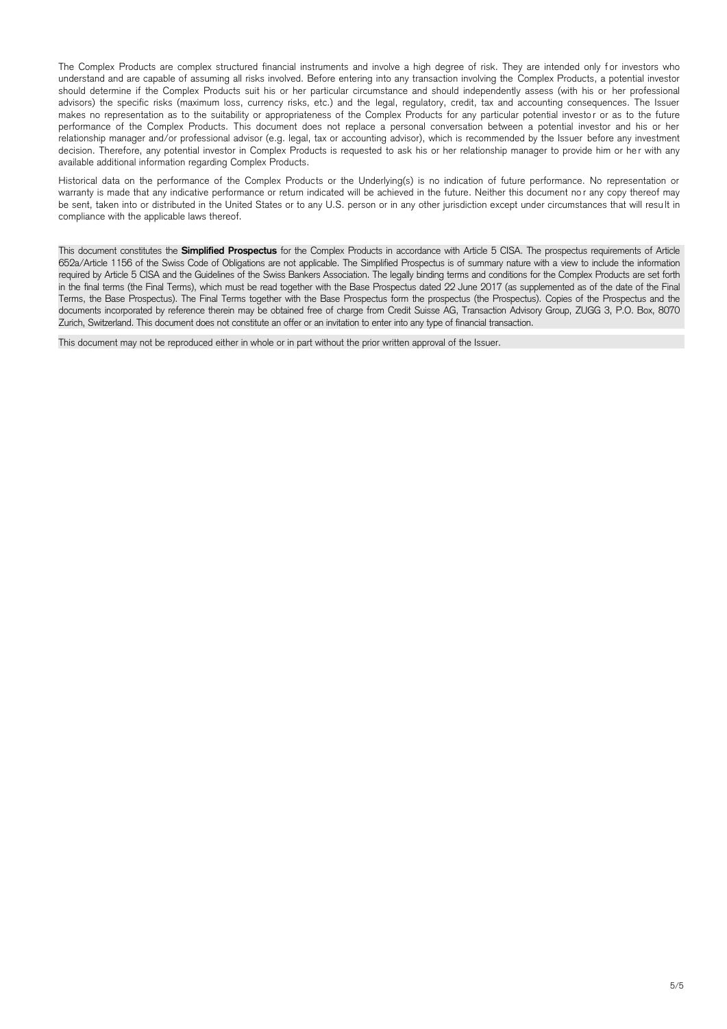The Complex Products are complex structured financial instruments and involve a high degree of risk. They are intended only for investors who understand and are capable of assuming all risks involved. Before entering into any transaction involving the Complex Products, a potential investor should determine if the Complex Products suit his or her particular circumstance and should independently assess (with his or her professional advisors) the specific risks (maximum loss, currency risks, etc.) and the legal, regulatory, credit, tax and accounting consequences. The Issuer makes no representation as to the suitability or appropriateness of the Complex Products for any particular potential investor or as to the future performance of the Complex Products. This document does not replace a personal conversation between a potential investor and his or her relationship manager and/or professional advisor (e.g. legal, tax or accounting advisor), which is recommended by the Issuer before any investment decision. Therefore, any potential investor in Complex Products is requested to ask his or her relationship manager to provide him or her with any available additional information regarding Complex Products.

Historical data on the performance of the Complex Products or the Underlying(s) is no indication of future performance. No representation or warranty is made that any indicative performance or return indicated will be achieved in the future. Neither this document nor any copy thereof may be sent, taken into or distributed in the United States or to any U.S. person or in any other jurisdiction except under circumstances that will result in compliance with the applicable laws thereof.

This document constitutes the **Simplified Prospectus** for the Complex Products in accordance with Article 5 CISA. The prospectus requirements of Article 652a/Article 1156 of the Swiss Code of Obligations are not applicable. The Simplified Prospectus is of summary nature with a view to include the information required by Article 5 CISA and the Guidelines of the Swiss Bankers Association. The legally binding terms and conditions for the Complex Products are set forth in the final terms (the Final Terms), which must be read together with the Base Prospectus dated 22 June 2017 (as supplemented as of the date of the Final Terms, the Base Prospectus). The Final Terms together with the Base Prospectus form the prospectus (the Prospectus). Copies of the Prospectus and the documents incorporated by reference therein may be obtained free of charge from Credit Suisse AG, Transaction Advisory Group, ZUGG 3, P.O. Box, 8070 Zurich, Switzerland. This document does not constitute an offer or an invitation to enter into any type of financial transaction.

This document may not be reproduced either in whole or in part without the prior written approval of the Issuer.